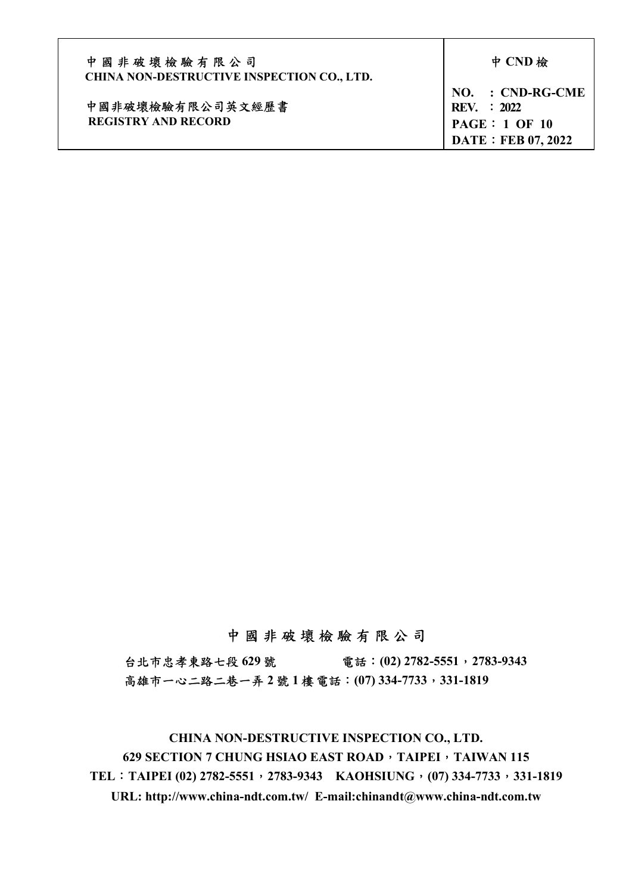| 中國非破壞檢驗有限公司<br>CHINA NON-DESTRUCTIVE INSPECTION CO., LTD.<br><br>中國非破壞檢驗有限公司英文經歷書<br>REGISTRY AND RECORD | 中 CND 檢<br><br>NO.　: CND-RG-CME<br>REV.　: 2022<br>PAGE：1 OF 10<br>DATE：FEB 07, 2022 |
| --- | --- |

# 中國非破壞檢驗有限公司

台北市忠孝東路七段 629 號　　　　電話：(02) 2782-5551，2783-9343

高雄市一心二路二巷一弄 2 號 1 樓電話：(07) 334-7733，331-1819

**CHINA NON-DESTRUCTIVE INSPECTION CO., LTD.**

**629 SECTION 7 CHUNG HSIAO EAST ROAD，TAIPEI，TAIWAN 115**

**TEL：TAIPEI (02) 2782-5551，2783-9343　KAOHSIUNG，(07) 334-7733，331-1819**

**URL: http://www.china-ndt.com.tw/ E-mail:chinandt@www.china-ndt.com.tw**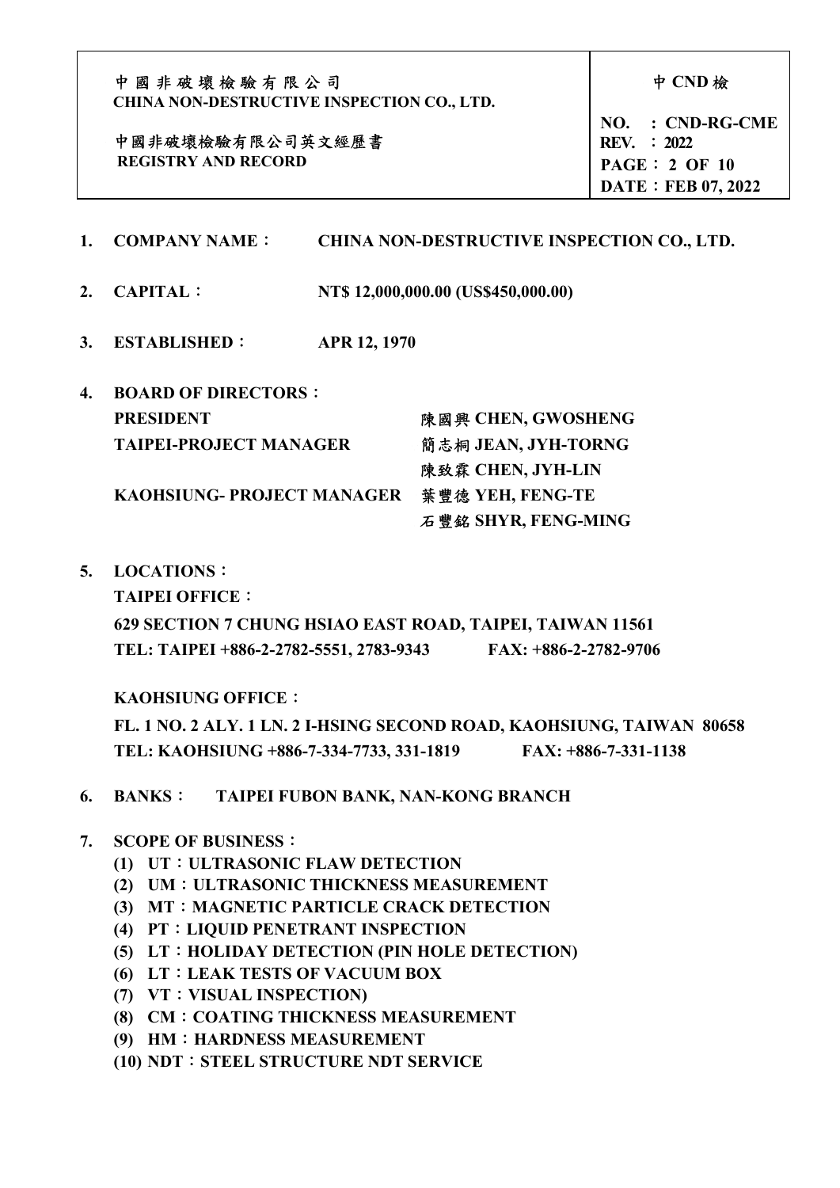1. **COMPANY NAME**：　**CHINA NON-DESTRUCTIVE INSPECTION CO., LTD.**

2. **CAPITAL**：　**NT$ 12,000,000.00 (US$450,000.00)**

3. **ESTABLISHED**：　**APR 12, 1970**

4. **BOARD OF DIRECTORS**：

| | |
|---|---|
| **PRESIDENT** | **陳國興 CHEN, GWOSHENG** |
| **TAIPEI-PROJECT MANAGER** | **簡志桐 JEAN, JYH-TORNG** |
| | **陳致霖 CHEN, JYH-LIN** |
| **KAOHSIUNG- PROJECT MANAGER** | **葉豐德 YEH, FENG-TE** |
| | **石豐銘 SHYR, FENG-MING** |

5. **LOCATIONS**：

   **TAIPEI OFFICE**：

   **629 SECTION 7 CHUNG HSIAO EAST ROAD, TAIPEI, TAIWAN 11561**
   **TEL: TAIPEI +886-2-2782-5551, 2783-9343　　FAX: +886-2-2782-9706**

   **KAOHSIUNG OFFICE**：

   **FL. 1 NO. 2 ALY. 1 LN. 2 I-HSING SECOND ROAD, KAOHSIUNG, TAIWAN 80658**
   **TEL: KAOHSIUNG +886-7-334-7733, 331-1819　　FAX: +886-7-331-1138**

6. **BANKS**：　**TAIPEI FUBON BANK, NAN-KONG BRANCH**

7. **SCOPE OF BUSINESS**：
   - **(1) UT：ULTRASONIC FLAW DETECTION**
   - **(2) UM：ULTRASONIC THICKNESS MEASUREMENT**
   - **(3) MT：MAGNETIC PARTICLE CRACK DETECTION**
   - **(4) PT：LIQUID PENETRANT INSPECTION**
   - **(5) LT：HOLIDAY DETECTION (PIN HOLE DETECTION)**
   - **(6) LT：LEAK TESTS OF VACUUM BOX**
   - **(7) VT：VISUAL INSPECTION)**
   - **(8) CM：COATING THICKNESS MEASUREMENT**
   - **(9) HM：HARDNESS MEASUREMENT**
   - **(10) NDT：STEEL STRUCTURE NDT SERVICE**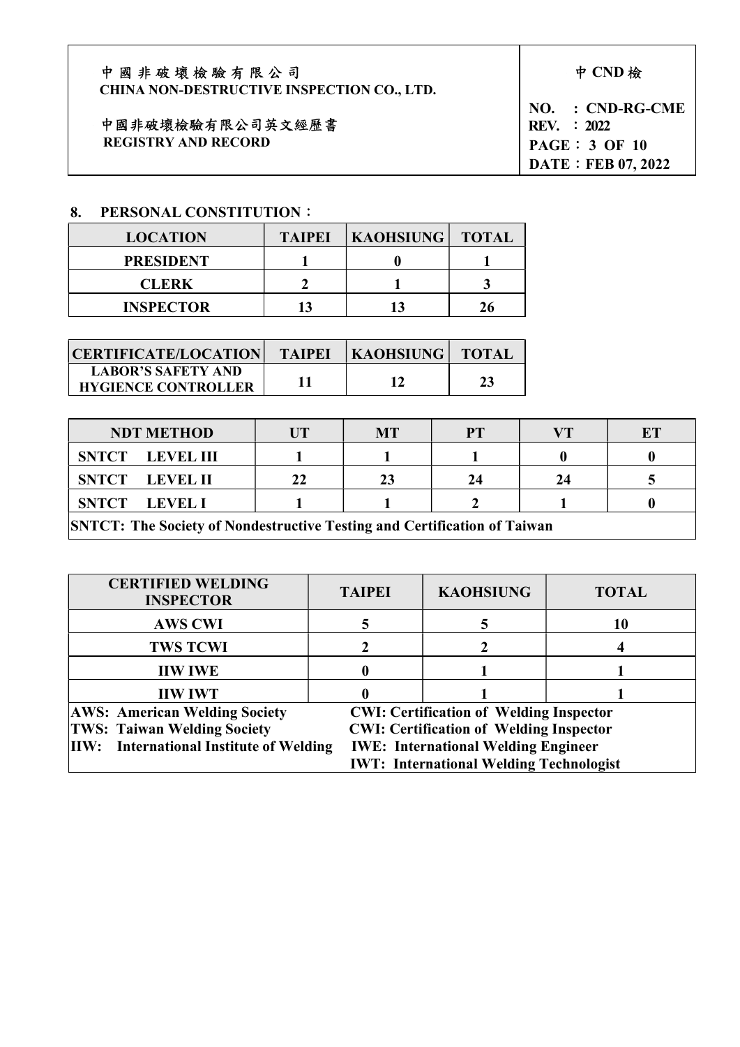## 8. PERSONAL CONSTITUTION：

| LOCATION | TAIPEI | KAOHSIUNG | TOTAL |
|---|---|---|---|
| PRESIDENT | 1 | 0 | 1 |
| CLERK | 2 | 1 | 3 |
| INSPECTOR | 13 | 13 | 26 |

| CERTIFICATE/LOCATION | TAIPEI | KAOHSIUNG | TOTAL |
|---|---|---|---|
| LABOR'S SAFETY AND HYGIENCE CONTROLLER | 11 | 12 | 23 |

| NDT METHOD | UT | MT | PT | VT | ET |
|---|---|---|---|---|---|
| SNTCT LEVEL III | 1 | 1 | 1 | 0 | 0 |
| SNTCT LEVEL II | 22 | 23 | 24 | 24 | 5 |
| SNTCT LEVEL I | 1 | 1 | 2 | 1 | 0 |
| SNTCT: The Society of Nondestructive Testing and Certification of Taiwan | | | | | |

| CERTIFIED WELDING INSPECTOR | TAIPEI | KAOHSIUNG | TOTAL |
|---|---|---|---|
| AWS CWI | 5 | 5 | 10 |
| TWS TCWI | 2 | 2 | 4 |
| IIW IWE | 0 | 1 | 1 |
| IIW IWT | 0 | 1 | 1 |

AWS: American Welding Society — CWI: Certification of Welding Inspector
TWS: Taiwan Welding Society — CWI: Certification of Welding Inspector
IIW: International Institute of Welding — IWE: International Welding Engineer
IWT: International Welding Technologist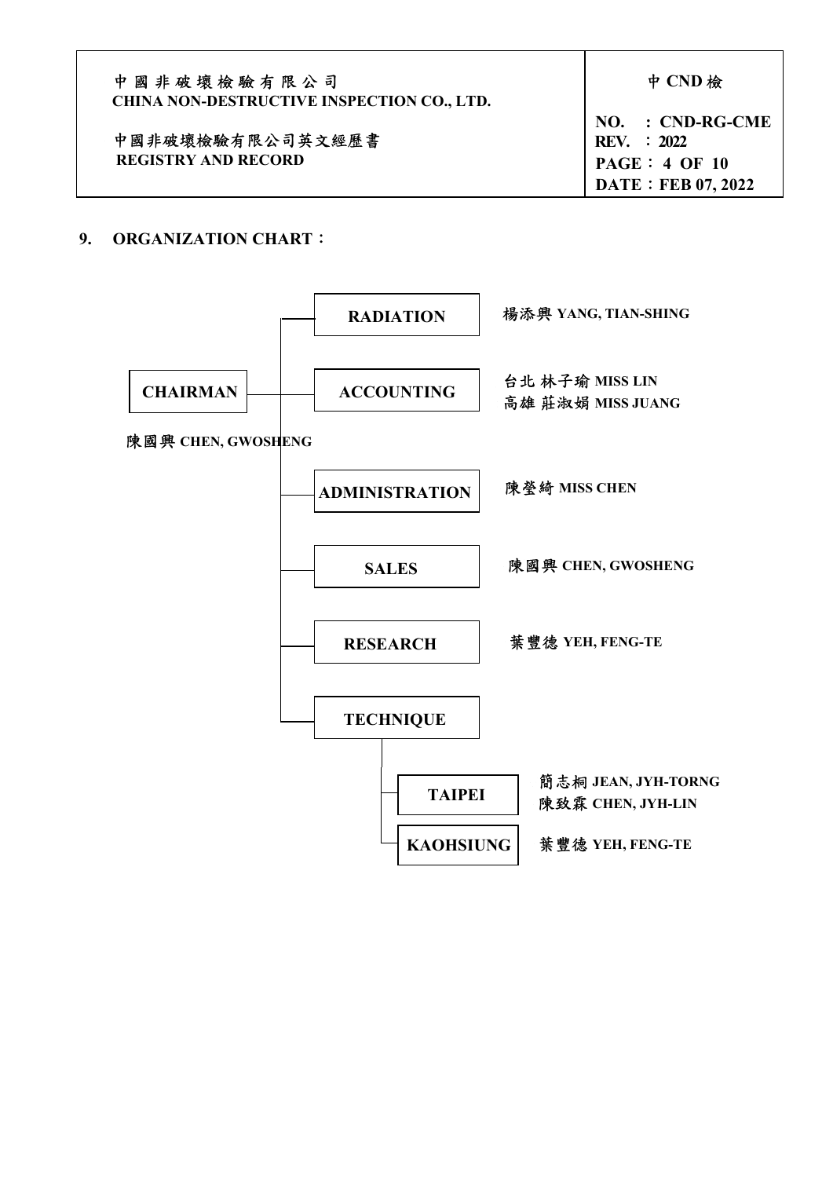## 9. ORGANIZATION CHART：

- **CHAIRMAN** — 陳國興 CHEN, GWOSHENG
  - **RADIATION** — 楊添興 YANG, TIAN-SHING
  - **ACCOUNTING** — 台北 林子瑜 MISS LIN; 高雄 莊淑娟 MISS JUANG
  - **ADMINISTRATION** — 陳瑩綺 MISS CHEN
  - **SALES** — 陳國興 CHEN, GWOSHENG
  - **RESEARCH** — 葉豐德 YEH, FENG-TE
  - **TECHNIQUE**
    - **TAIPEI** — 簡志桐 JEAN, JYH-TORNG; 陳致霖 CHEN, JYH-LIN
    - **KAOHSIUNG** — 葉豐德 YEH, FENG-TE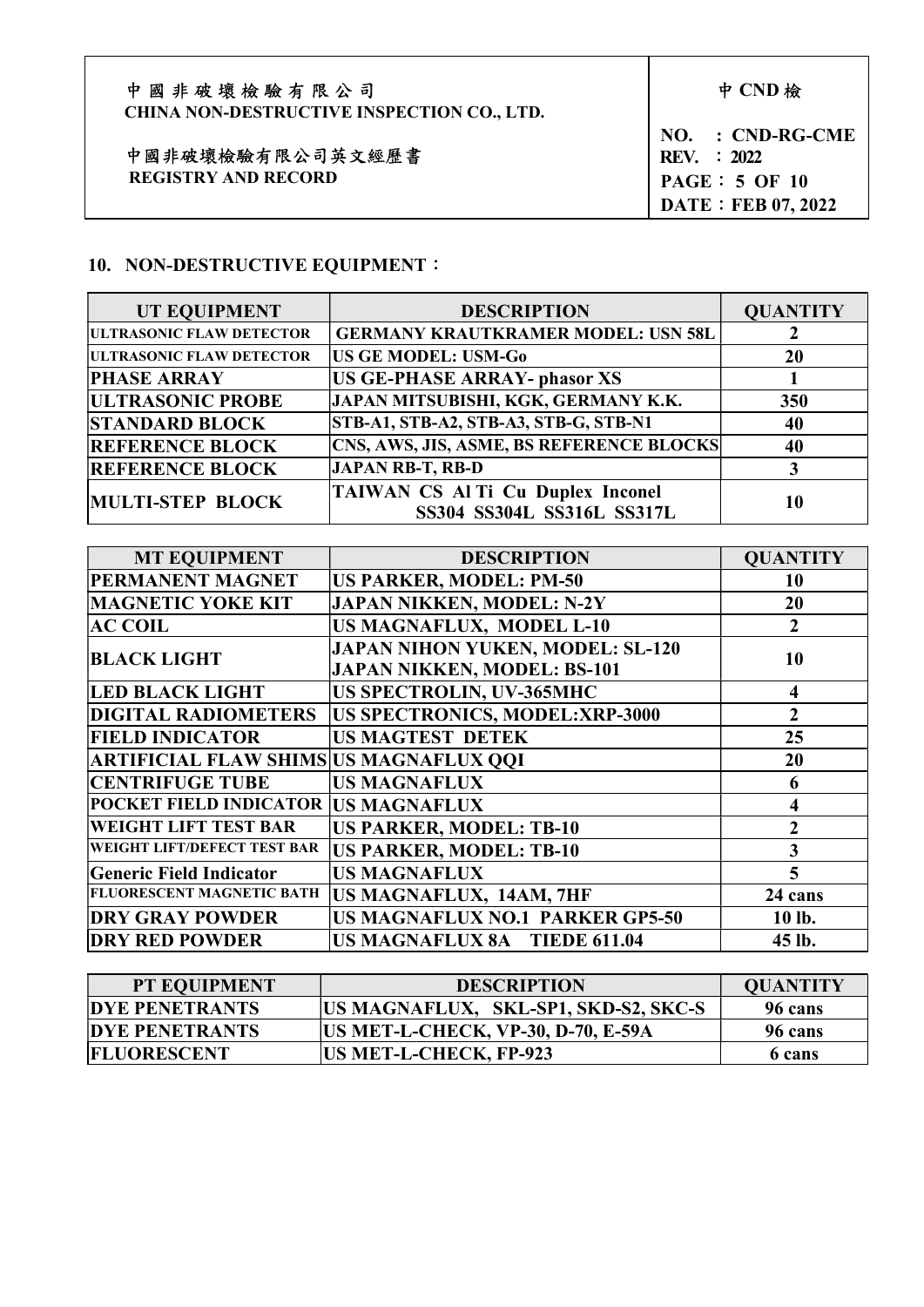## 10. NON-DESTRUCTIVE EQUIPMENT：

| UT EQUIPMENT | DESCRIPTION | QUANTITY |
|---|---|---|
| ULTRASONIC FLAW DETECTOR | GERMANY KRAUTKRAMER MODEL: USN 58L | 2 |
| ULTRASONIC FLAW DETECTOR | US GE MODEL: USM-Go | 20 |
| PHASE ARRAY | US GE-PHASE ARRAY- phasor XS | 1 |
| ULTRASONIC PROBE | JAPAN MITSUBISHI, KGK, GERMANY K.K. | 350 |
| STANDARD BLOCK | STB-A1, STB-A2, STB-A3, STB-G, STB-N1 | 40 |
| REFERENCE BLOCK | CNS, AWS, JIS, ASME, BS REFERENCE BLOCKS | 40 |
| REFERENCE BLOCK | JAPAN RB-T, RB-D | 3 |
| MULTI-STEP BLOCK | TAIWAN CS Al Ti Cu Duplex Inconel SS304 SS304L SS316L SS317L | 10 |

| MT EQUIPMENT | DESCRIPTION | QUANTITY |
|---|---|---|
| PERMANENT MAGNET | US PARKER, MODEL: PM-50 | 10 |
| MAGNETIC YOKE KIT | JAPAN NIKKEN, MODEL: N-2Y | 20 |
| AC COIL | US MAGNAFLUX, MODEL L-10 | 2 |
| BLACK LIGHT | JAPAN NIHON YUKEN, MODEL: SL-120 JAPAN NIKKEN, MODEL: BS-101 | 10 |
| LED BLACK LIGHT | US SPECTROLIN, UV-365MHC | 4 |
| DIGITAL RADIOMETERS | US SPECTRONICS, MODEL:XRP-3000 | 2 |
| FIELD INDICATOR | US MAGTEST DETEK | 25 |
| ARTIFICIAL FLAW SHIMS | US MAGNAFLUX QQI | 20 |
| CENTRIFUGE TUBE | US MAGNAFLUX | 6 |
| POCKET FIELD INDICATOR | US MAGNAFLUX | 4 |
| WEIGHT LIFT TEST BAR | US PARKER, MODEL: TB-10 | 2 |
| WEIGHT LIFT/DEFECT TEST BAR | US PARKER, MODEL: TB-10 | 3 |
| Generic Field Indicator | US MAGNAFLUX | 5 |
| FLUORESCENT MAGNETIC BATH | US MAGNAFLUX, 14AM, 7HF | 24 cans |
| DRY GRAY POWDER | US MAGNAFLUX NO.1 PARKER GP5-50 | 10 lb. |
| DRY RED POWDER | US MAGNAFLUX 8A TIEDE 611.04 | 45 lb. |

| PT EQUIPMENT | DESCRIPTION | QUANTITY |
|---|---|---|
| DYE PENETRANTS | US MAGNAFLUX, SKL-SP1, SKD-S2, SKC-S | 96 cans |
| DYE PENETRANTS | US MET-L-CHECK, VP-30, D-70, E-59A | 96 cans |
| FLUORESCENT | US MET-L-CHECK, FP-923 | 6 cans |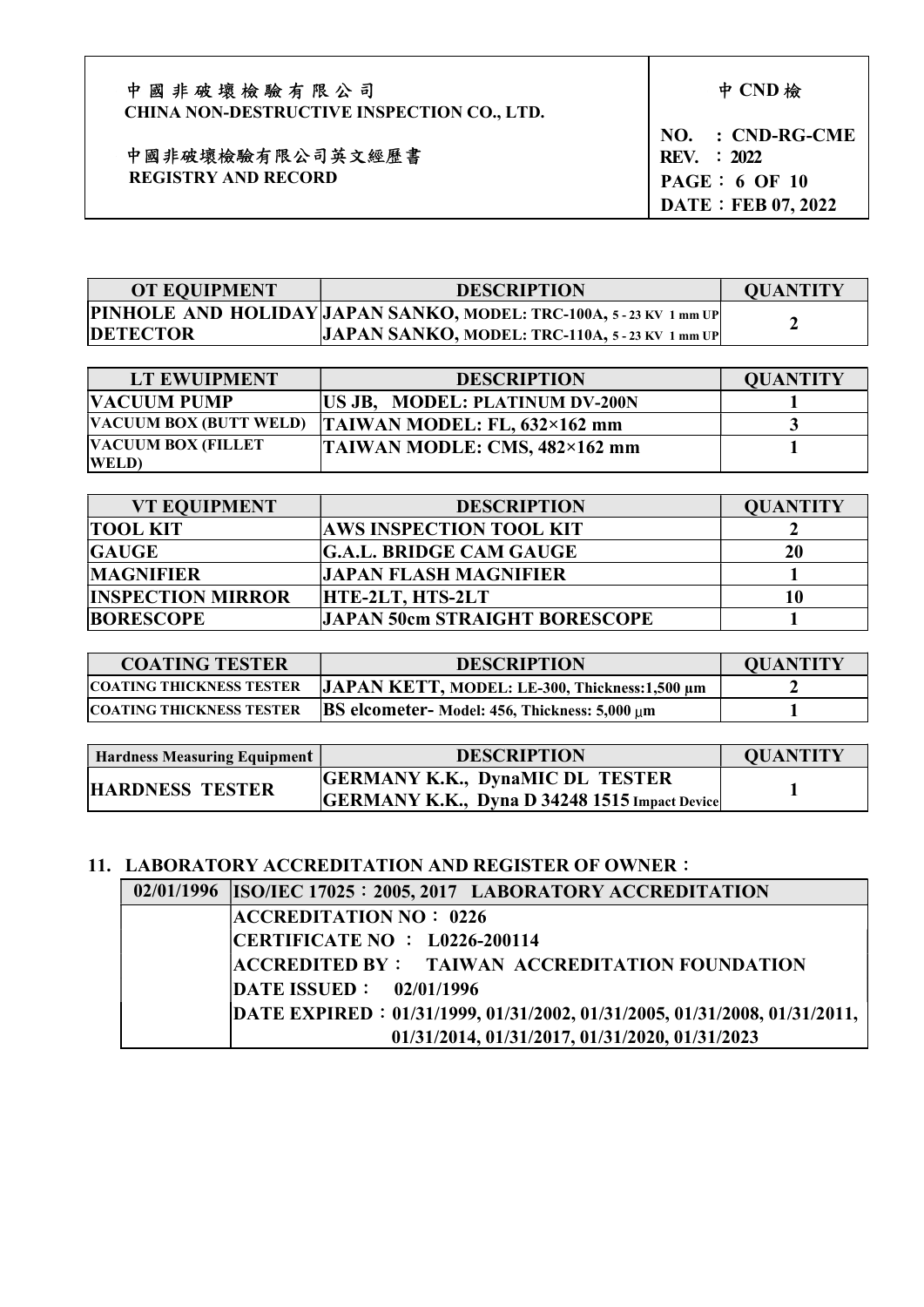| OT EQUIPMENT | DESCRIPTION | QUANTITY |
|---|---|---|
| PINHOLE AND HOLIDAY DETECTOR | JAPAN SANKO, MODEL: TRC-100A, 5 - 23 KV 1 mm UP<br>JAPAN SANKO, MODEL: TRC-110A, 5 - 23 KV 1 mm UP | 2 |

| LT EWUIPMENT | DESCRIPTION | QUANTITY |
|---|---|---|
| VACUUM PUMP | US JB, MODEL: PLATINUM DV-200N | 1 |
| VACUUM BOX (BUTT WELD) | TAIWAN MODEL: FL, 632×162 mm | 3 |
| VACUUM BOX (FILLET WELD) | TAIWAN MODLE: CMS, 482×162 mm | 1 |

| VT EQUIPMENT | DESCRIPTION | QUANTITY |
|---|---|---|
| TOOL KIT | AWS INSPECTION TOOL KIT | 2 |
| GAUGE | G.A.L. BRIDGE CAM GAUGE | 20 |
| MAGNIFIER | JAPAN FLASH MAGNIFIER | 1 |
| INSPECTION MIRROR | HTE-2LT, HTS-2LT | 10 |
| BORESCOPE | JAPAN 50cm STRAIGHT BORESCOPE | 1 |

| COATING TESTER | DESCRIPTION | QUANTITY |
|---|---|---|
| COATING THICKNESS TESTER | JAPAN KETT, MODEL: LE-300, Thickness:1,500 μm | 2 |
| COATING THICKNESS TESTER | BS elcometer- Model: 456, Thickness: 5,000 μm | 1 |

| Hardness Measuring Equipment | DESCRIPTION | QUANTITY |
|---|---|---|
| HARDNESS TESTER | GERMANY K.K., DynaMIC DL TESTER<br>GERMANY K.K., Dyna D 34248 1515 Impact Device | 1 |

## 11. LABORATORY ACCREDITATION AND REGISTER OF OWNER：

| 02/01/1996 | ISO/IEC 17025：2005, 2017 LABORATORY ACCREDITATION |
|---|---|
| | ACCREDITATION NO： 0226 |
| | CERTIFICATE NO ： L0226-200114 |
| | ACCREDITED BY： TAIWAN ACCREDITATION FOUNDATION |
| | DATE ISSUED： 02/01/1996 |
| | DATE EXPIRED：01/31/1999, 01/31/2002, 01/31/2005, 01/31/2008, 01/31/2011, 01/31/2014, 01/31/2017, 01/31/2020, 01/31/2023 |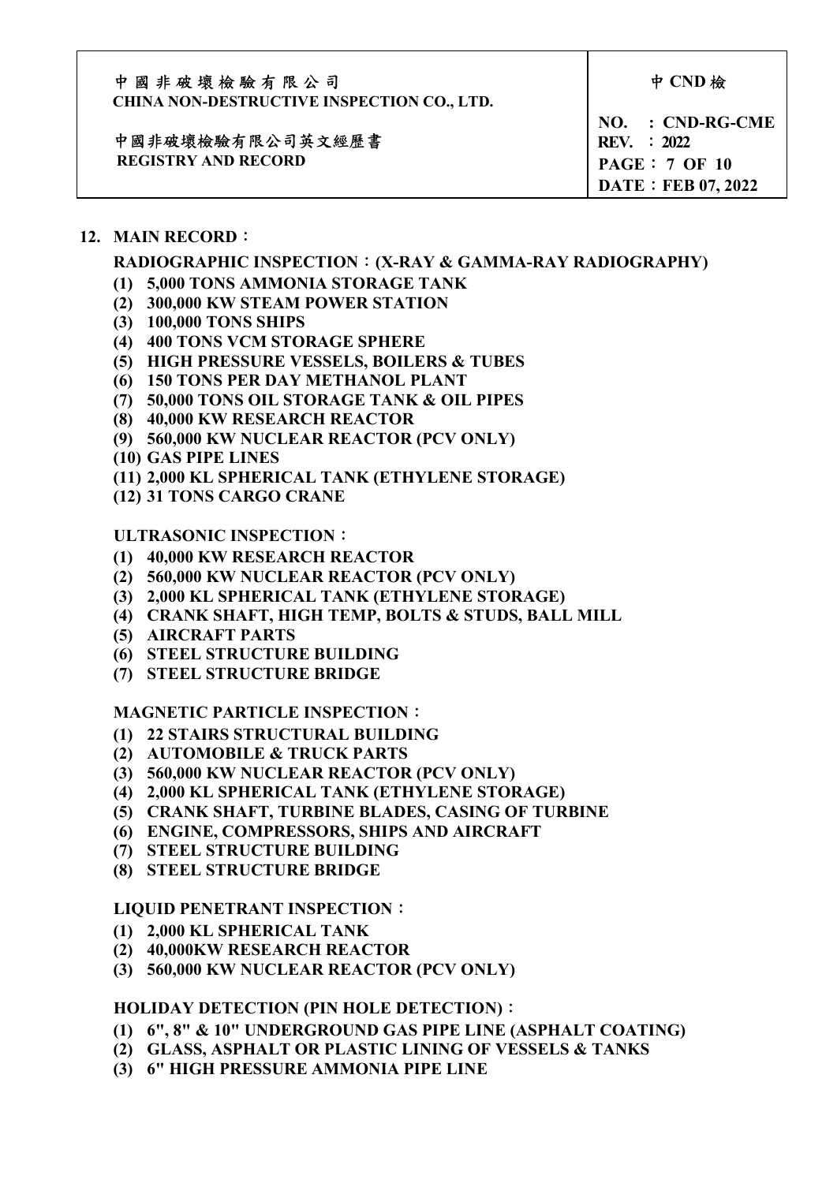## 12. MAIN RECORD：

**RADIOGRAPHIC INSPECTION：(X-RAY & GAMMA-RAY RADIOGRAPHY)**

1. 5,000 TONS AMMONIA STORAGE TANK
2. 300,000 KW STEAM POWER STATION
3. 100,000 TONS SHIPS
4. 400 TONS VCM STORAGE SPHERE
5. HIGH PRESSURE VESSELS, BOILERS & TUBES
6. 150 TONS PER DAY METHANOL PLANT
7. 50,000 TONS OIL STORAGE TANK & OIL PIPES
8. 40,000 KW RESEARCH REACTOR
9. 560,000 KW NUCLEAR REACTOR (PCV ONLY)
10. GAS PIPE LINES
11. 2,000 KL SPHERICAL TANK (ETHYLENE STORAGE)
12. 31 TONS CARGO CRANE

**ULTRASONIC INSPECTION：**

1. 40,000 KW RESEARCH REACTOR
2. 560,000 KW NUCLEAR REACTOR (PCV ONLY)
3. 2,000 KL SPHERICAL TANK (ETHYLENE STORAGE)
4. CRANK SHAFT, HIGH TEMP, BOLTS & STUDS, BALL MILL
5. AIRCRAFT PARTS
6. STEEL STRUCTURE BUILDING
7. STEEL STRUCTURE BRIDGE

**MAGNETIC PARTICLE INSPECTION：**

1. 22 STAIRS STRUCTURAL BUILDING
2. AUTOMOBILE & TRUCK PARTS
3. 560,000 KW NUCLEAR REACTOR (PCV ONLY)
4. 2,000 KL SPHERICAL TANK (ETHYLENE STORAGE)
5. CRANK SHAFT, TURBINE BLADES, CASING OF TURBINE
6. ENGINE, COMPRESSORS, SHIPS AND AIRCRAFT
7. STEEL STRUCTURE BUILDING
8. STEEL STRUCTURE BRIDGE

**LIQUID PENETRANT INSPECTION：**

1. 2,000 KL SPHERICAL TANK
2. 40,000KW RESEARCH REACTOR
3. 560,000 KW NUCLEAR REACTOR (PCV ONLY)

**HOLIDAY DETECTION (PIN HOLE DETECTION)：**

1. 6", 8" & 10" UNDERGROUND GAS PIPE LINE (ASPHALT COATING)
2. GLASS, ASPHALT OR PLASTIC LINING OF VESSELS & TANKS
3. 6" HIGH PRESSURE AMMONIA PIPE LINE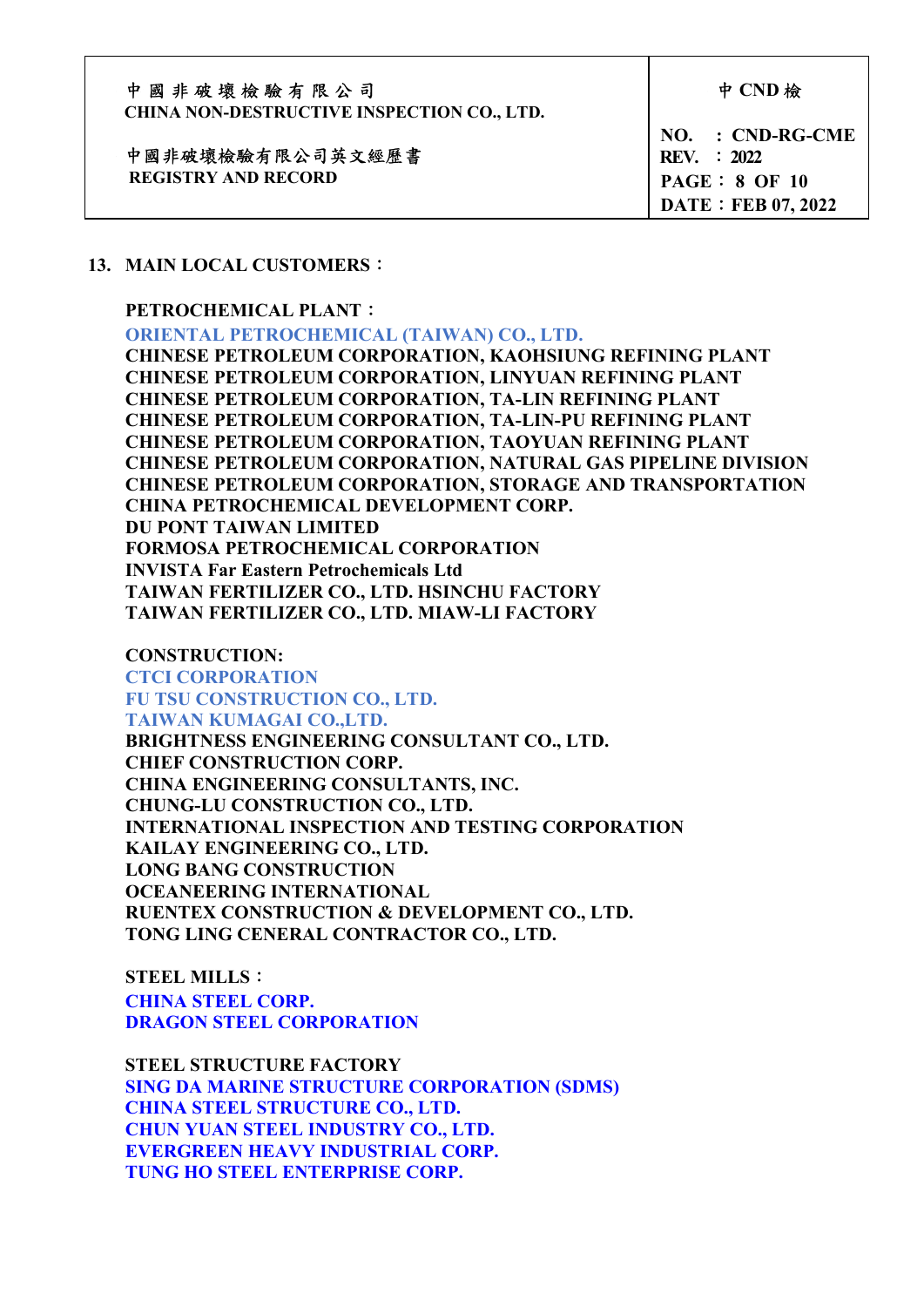## 13. MAIN LOCAL CUSTOMERS：

**PETROCHEMICAL PLANT：**

**ORIENTAL PETROCHEMICAL (TAIWAN) CO., LTD.**
**CHINESE PETROLEUM CORPORATION, KAOHSIUNG REFINING PLANT**
**CHINESE PETROLEUM CORPORATION, LINYUAN REFINING PLANT**
**CHINESE PETROLEUM CORPORATION, TA-LIN REFINING PLANT**
**CHINESE PETROLEUM CORPORATION, TA-LIN-PU REFINING PLANT**
**CHINESE PETROLEUM CORPORATION, TAOYUAN REFINING PLANT**
**CHINESE PETROLEUM CORPORATION, NATURAL GAS PIPELINE DIVISION**
**CHINESE PETROLEUM CORPORATION, STORAGE AND TRANSPORTATION**
**CHINA PETROCHEMICAL DEVELOPMENT CORP.**
**DU PONT TAIWAN LIMITED**
**FORMOSA PETROCHEMICAL CORPORATION**
**INVISTA Far Eastern Petrochemicals Ltd**
**TAIWAN FERTILIZER CO., LTD. HSINCHU FACTORY**
**TAIWAN FERTILIZER CO., LTD. MIAW-LI FACTORY**

**CONSTRUCTION:**

**CTCI CORPORATION**
**FU TSU CONSTRUCTION CO., LTD.**
**TAIWAN KUMAGAI CO.,LTD.**
**BRIGHTNESS ENGINEERING CONSULTANT CO., LTD.**
**CHIEF CONSTRUCTION CORP.**
**CHINA ENGINEERING CONSULTANTS, INC.**
**CHUNG-LU CONSTRUCTION CO., LTD.**
**INTERNATIONAL INSPECTION AND TESTING CORPORATION**
**KAILAY ENGINEERING CO., LTD.**
**LONG BANG CONSTRUCTION**
**OCEANEERING INTERNATIONAL**
**RUENTEX CONSTRUCTION & DEVELOPMENT CO., LTD.**
**TONG LING CENERAL CONTRACTOR CO., LTD.**

**STEEL MILLS：**

**CHINA STEEL CORP.**
**DRAGON STEEL CORPORATION**

**STEEL STRUCTURE FACTORY**

**SING DA MARINE STRUCTURE CORPORATION (SDMS)**
**CHINA STEEL STRUCTURE CO., LTD.**
**CHUN YUAN STEEL INDUSTRY CO., LTD.**
**EVERGREEN HEAVY INDUSTRIAL CORP.**
**TUNG HO STEEL ENTERPRISE CORP.**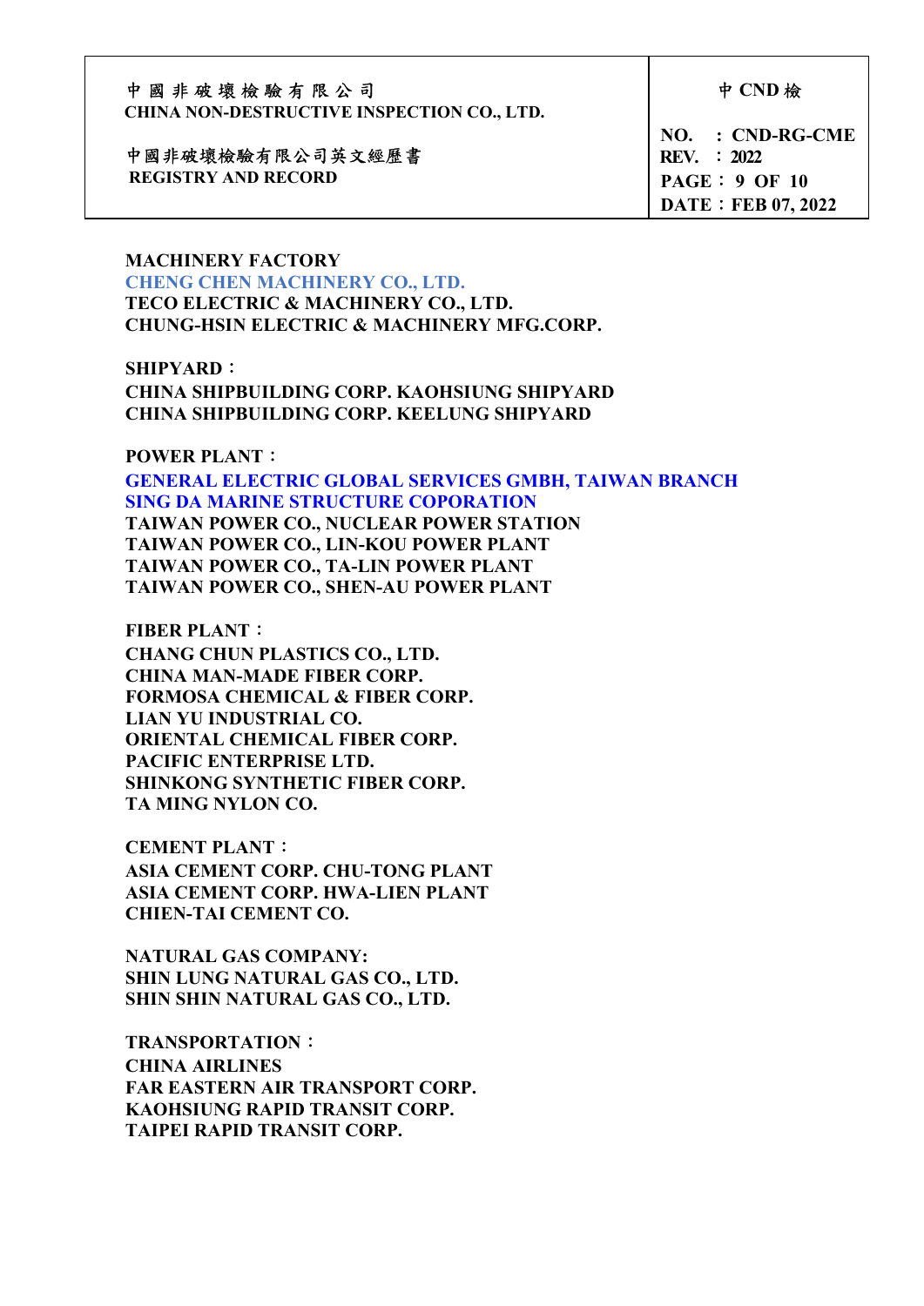**MACHINERY FACTORY**

CHENG CHEN MACHINERY CO., LTD.
TECO ELECTRIC & MACHINERY CO., LTD.
CHUNG-HSIN ELECTRIC & MACHINERY MFG.CORP.

**SHIPYARD：**

CHINA SHIPBUILDING CORP. KAOHSIUNG SHIPYARD
CHINA SHIPBUILDING CORP. KEELUNG SHIPYARD

**POWER PLANT：**

GENERAL ELECTRIC GLOBAL SERVICES GMBH, TAIWAN BRANCH
SING DA MARINE STRUCTURE COPORATION
TAIWAN POWER CO., NUCLEAR POWER STATION
TAIWAN POWER CO., LIN-KOU POWER PLANT
TAIWAN POWER CO., TA-LIN POWER PLANT
TAIWAN POWER CO., SHEN-AU POWER PLANT

**FIBER PLANT：**

CHANG CHUN PLASTICS CO., LTD.
CHINA MAN-MADE FIBER CORP.
FORMOSA CHEMICAL & FIBER CORP.
LIAN YU INDUSTRIAL CO.
ORIENTAL CHEMICAL FIBER CORP.
PACIFIC ENTERPRISE LTD.
SHINKONG SYNTHETIC FIBER CORP.
TA MING NYLON CO.

**CEMENT PLANT：**

ASIA CEMENT CORP. CHU-TONG PLANT
ASIA CEMENT CORP. HWA-LIEN PLANT
CHIEN-TAI CEMENT CO.

**NATURAL GAS COMPANY:**

SHIN LUNG NATURAL GAS CO., LTD.
SHIN SHIN NATURAL GAS CO., LTD.

**TRANSPORTATION：**

CHINA AIRLINES
FAR EASTERN AIR TRANSPORT CORP.
KAOHSIUNG RAPID TRANSIT CORP.
TAIPEI RAPID TRANSIT CORP.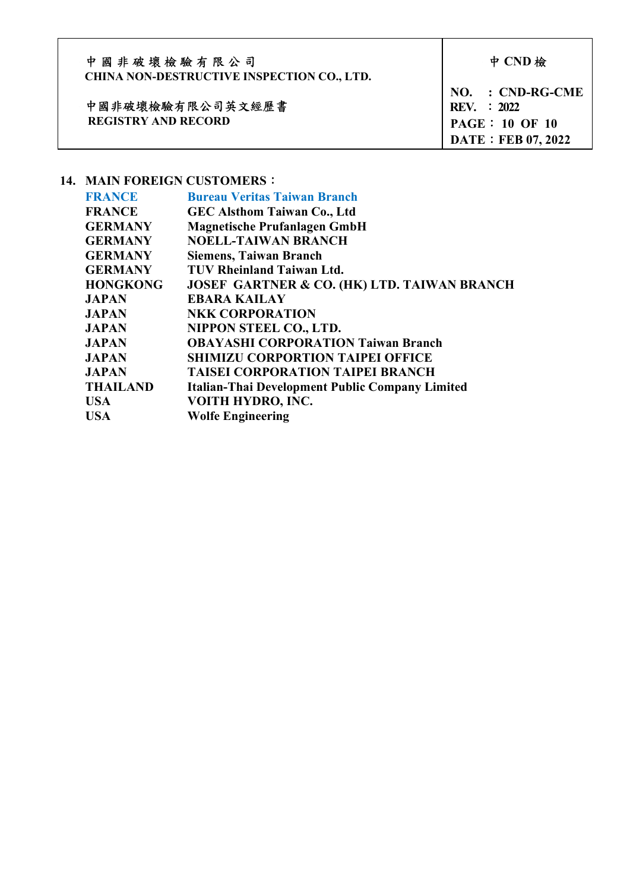## 14. MAIN FOREIGN CUSTOMERS：

| | |
|---|---|
| **FRANCE** | **Bureau Veritas Taiwan Branch** |
| **FRANCE** | **GEC Alsthom Taiwan Co., Ltd** |
| **GERMANY** | **Magnetische Prufanlagen GmbH** |
| **GERMANY** | **NOELL-TAIWAN BRANCH** |
| **GERMANY** | **Siemens, Taiwan Branch** |
| **GERMANY** | **TUV Rheinland Taiwan Ltd.** |
| **HONGKONG** | **JOSEF GARTNER & CO. (HK) LTD. TAIWAN BRANCH** |
| **JAPAN** | **EBARA KAILAY** |
| **JAPAN** | **NKK CORPORATION** |
| **JAPAN** | **NIPPON STEEL CO., LTD.** |
| **JAPAN** | **OBAYASHI CORPORATION Taiwan Branch** |
| **JAPAN** | **SHIMIZU CORPORTION TAIPEI OFFICE** |
| **JAPAN** | **TAISEI CORPORATION TAIPEI BRANCH** |
| **THAILAND** | **Italian-Thai Development Public Company Limited** |
| **USA** | **VOITH HYDRO, INC.** |
| **USA** | **Wolfe Engineering** |